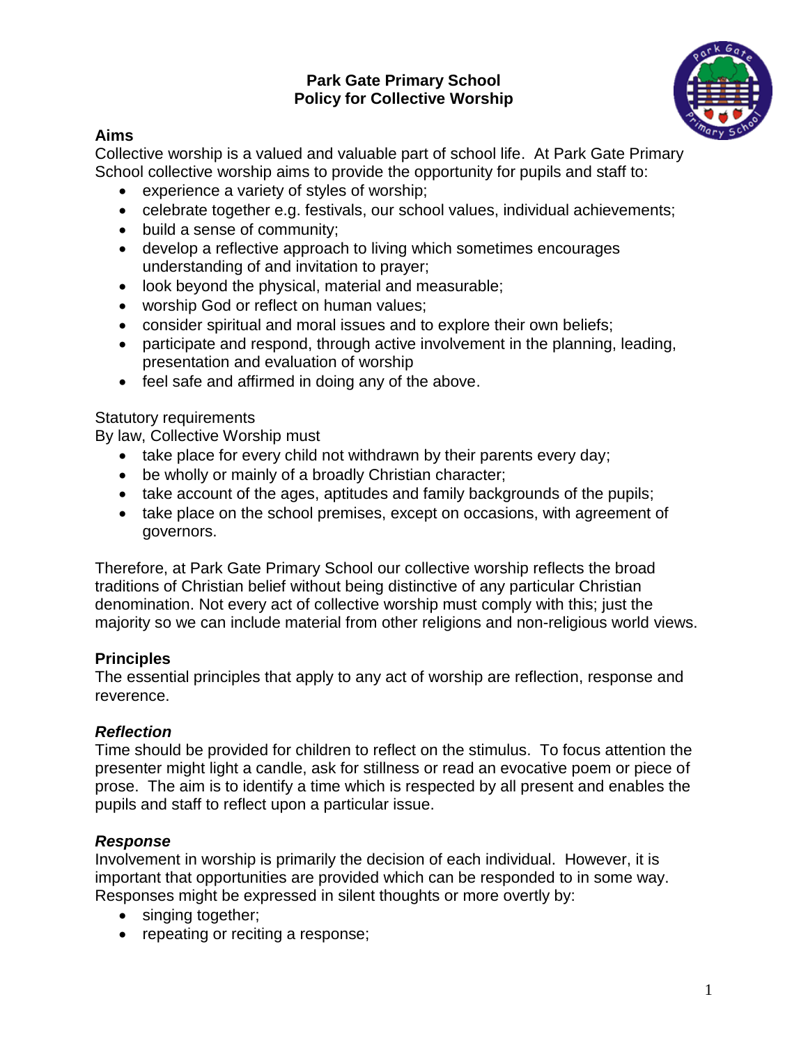# Park Gate Primary School
# Policy for Collective Worship

## Aims

Collective worship is a valued and valuable part of school life. At Park Gate Primary School collective worship aims to provide the opportunity for pupils and staff to:

- experience a variety of styles of worship;
- celebrate together e.g. festivals, our school values, individual achievements;
- build a sense of community;
- develop a reflective approach to living which sometimes encourages understanding of and invitation to prayer;
- look beyond the physical, material and measurable;
- worship God or reflect on human values;
- consider spiritual and moral issues and to explore their own beliefs;
- participate and respond, through active involvement in the planning, leading, presentation and evaluation of worship
- feel safe and affirmed in doing any of the above.

Statutory requirements

By law, Collective Worship must

- take place for every child not withdrawn by their parents every day;
- be wholly or mainly of a broadly Christian character;
- take account of the ages, aptitudes and family backgrounds of the pupils;
- take place on the school premises, except on occasions, with agreement of governors.

Therefore, at Park Gate Primary School our collective worship reflects the broad traditions of Christian belief without being distinctive of any particular Christian denomination. Not every act of collective worship must comply with this; just the majority so we can include material from other religions and non-religious world views.

## Principles

The essential principles that apply to any act of worship are reflection, response and reverence.

### *Reflection*

Time should be provided for children to reflect on the stimulus. To focus attention the presenter might light a candle, ask for stillness or read an evocative poem or piece of prose. The aim is to identify a time which is respected by all present and enables the pupils and staff to reflect upon a particular issue.

### *Response*

Involvement in worship is primarily the decision of each individual. However, it is important that opportunities are provided which can be responded to in some way. Responses might be expressed in silent thoughts or more overtly by:

- singing together;
- repeating or reciting a response;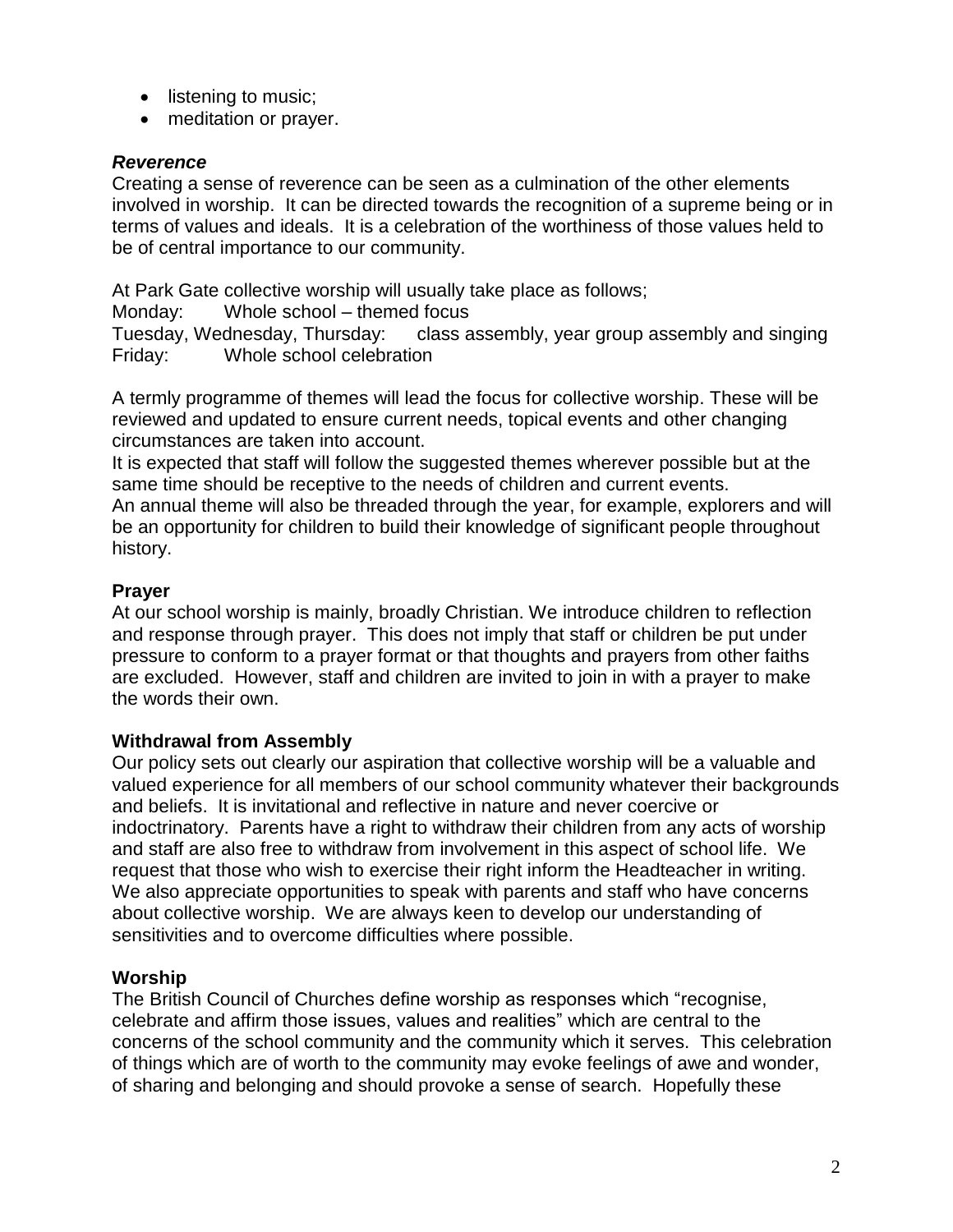- listening to music;
- meditation or prayer.

***Reverence***

Creating a sense of reverence can be seen as a culmination of the other elements involved in worship. It can be directed towards the recognition of a supreme being or in terms of values and ideals. It is a celebration of the worthiness of those values held to be of central importance to our community.

At Park Gate collective worship will usually take place as follows;

Monday: Whole school – themed focus

Tuesday, Wednesday, Thursday: class assembly, year group assembly and singing

Friday: Whole school celebration

A termly programme of themes will lead the focus for collective worship. These will be reviewed and updated to ensure current needs, topical events and other changing circumstances are taken into account.

It is expected that staff will follow the suggested themes wherever possible but at the same time should be receptive to the needs of children and current events.

An annual theme will also be threaded through the year, for example, explorers and will be an opportunity for children to build their knowledge of significant people throughout history.

**Prayer**

At our school worship is mainly, broadly Christian. We introduce children to reflection and response through prayer. This does not imply that staff or children be put under pressure to conform to a prayer format or that thoughts and prayers from other faiths are excluded. However, staff and children are invited to join in with a prayer to make the words their own.

**Withdrawal from Assembly**

Our policy sets out clearly our aspiration that collective worship will be a valuable and valued experience for all members of our school community whatever their backgrounds and beliefs. It is invitational and reflective in nature and never coercive or indoctrinatory. Parents have a right to withdraw their children from any acts of worship and staff are also free to withdraw from involvement in this aspect of school life. We request that those who wish to exercise their right inform the Headteacher in writing. We also appreciate opportunities to speak with parents and staff who have concerns about collective worship. We are always keen to develop our understanding of sensitivities and to overcome difficulties where possible.

**Worship**

The British Council of Churches define worship as responses which "recognise, celebrate and affirm those issues, values and realities" which are central to the concerns of the school community and the community which it serves. This celebration of things which are of worth to the community may evoke feelings of awe and wonder, of sharing and belonging and should provoke a sense of search. Hopefully these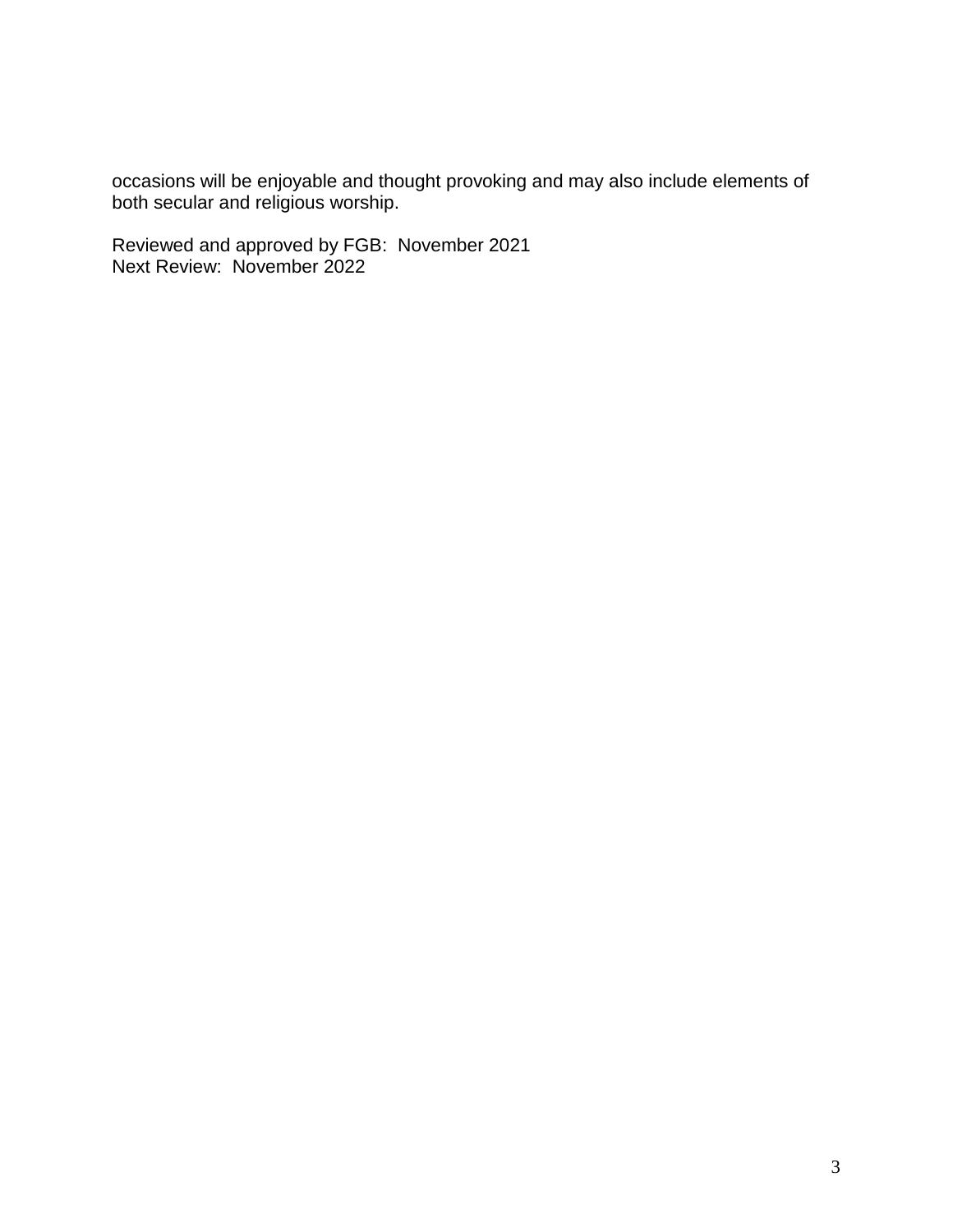occasions will be enjoyable and thought provoking and may also include elements of both secular and religious worship.

Reviewed and approved by FGB:  November 2021
Next Review:  November 2022